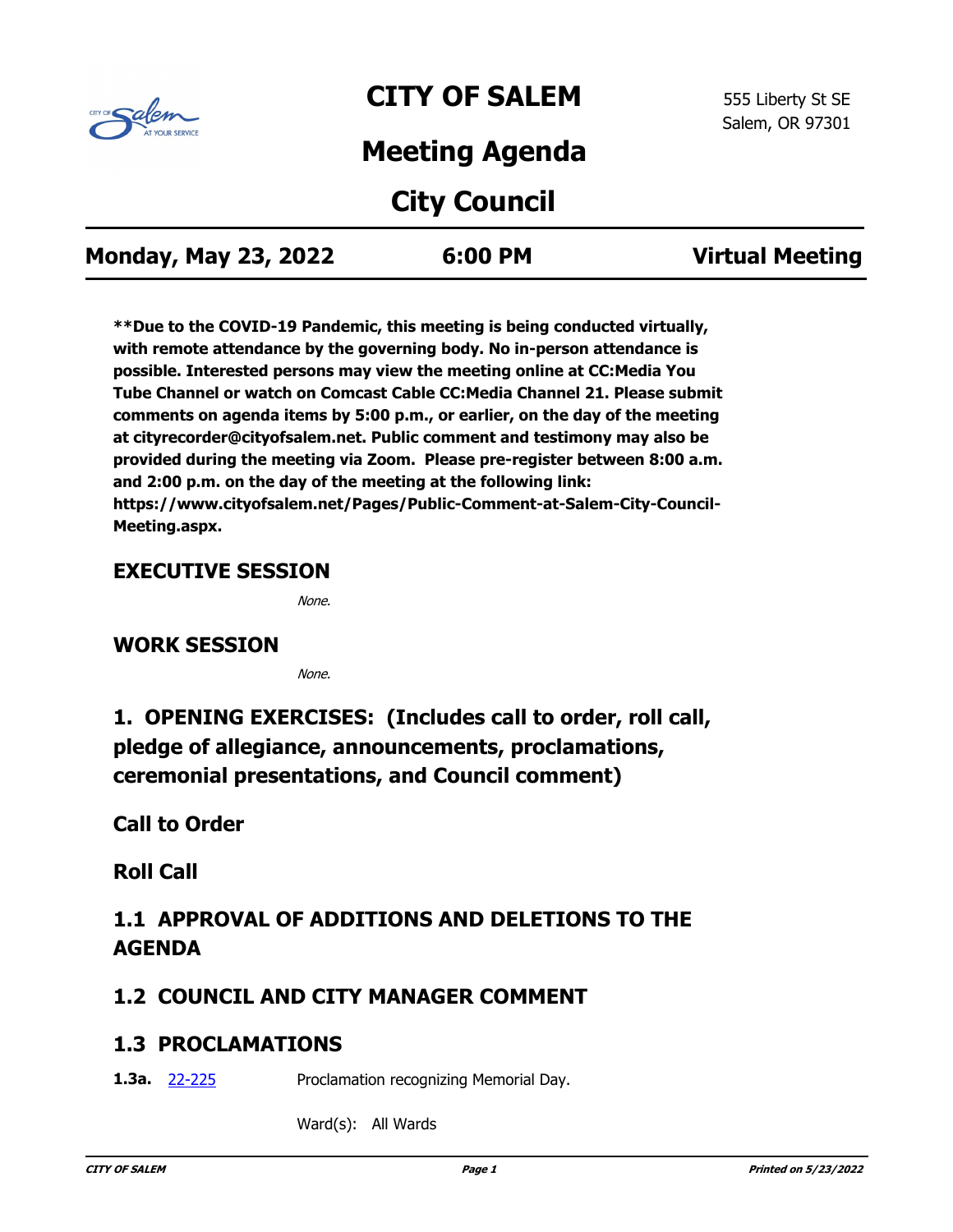# CITY OF SALEM

555 Liberty St SE
Salem, OR 97301

## Meeting Agenda

## City Council

**Monday, May 23, 2022** | **6:00 PM** | **Virtual Meeting**

**\*\*Due to the COVID-19 Pandemic, this meeting is being conducted virtually, with remote attendance by the governing body. No in-person attendance is possible. Interested persons may view the meeting online at CC:Media You Tube Channel or watch on Comcast Cable CC:Media Channel 21. Please submit comments on agenda items by 5:00 p.m., or earlier, on the day of the meeting at cityrecorder@cityofsalem.net. Public comment and testimony may also be provided during the meeting via Zoom. Please pre-register between 8:00 a.m. and 2:00 p.m. on the day of the meeting at the following link: https://www.cityofsalem.net/Pages/Public-Comment-at-Salem-City-Council-Meeting.aspx.**

### EXECUTIVE SESSION

*None.*

### WORK SESSION

*None.*

## 1. OPENING EXERCISES: (Includes call to order, roll call, pledge of allegiance, announcements, proclamations, ceremonial presentations, and Council comment)

### Call to Order

### Roll Call

### 1.1 APPROVAL OF ADDITIONS AND DELETIONS TO THE AGENDA

### 1.2 COUNCIL AND CITY MANAGER COMMENT

### 1.3 PROCLAMATIONS

**1.3a.** 22-225 Proclamation recognizing Memorial Day.

Ward(s): All Wards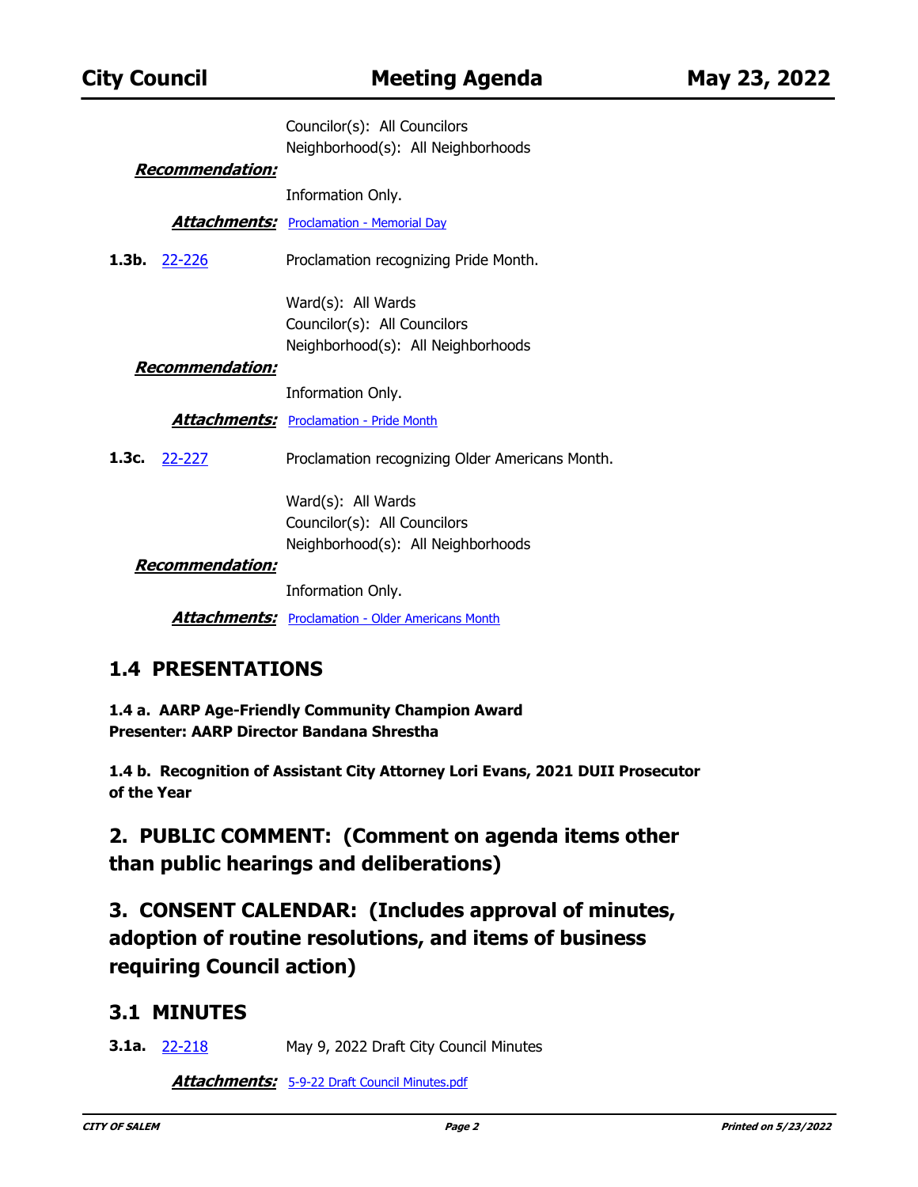Councilor(s): All Councilors
Neighborhood(s): All Neighborhoods

***Recommendation:***

Information Only.

***Attachments:*** Proclamation - Memorial Day

**1.3b.** 22-226 Proclamation recognizing Pride Month.

Ward(s): All Wards
Councilor(s): All Councilors
Neighborhood(s): All Neighborhoods

***Recommendation:***

Information Only.

***Attachments:*** Proclamation - Pride Month

**1.3c.** 22-227 Proclamation recognizing Older Americans Month.

Ward(s): All Wards
Councilor(s): All Councilors
Neighborhood(s): All Neighborhoods

***Recommendation:***

Information Only.

***Attachments:*** Proclamation - Older Americans Month

## 1.4 PRESENTATIONS

**1.4 a. AARP Age-Friendly Community Champion Award**
**Presenter: AARP Director Bandana Shrestha**

**1.4 b. Recognition of Assistant City Attorney Lori Evans, 2021 DUII Prosecutor of the Year**

## 2. PUBLIC COMMENT: (Comment on agenda items other than public hearings and deliberations)

## 3. CONSENT CALENDAR: (Includes approval of minutes, adoption of routine resolutions, and items of business requiring Council action)

## 3.1 MINUTES

**3.1a.** 22-218 May 9, 2022 Draft City Council Minutes

***Attachments:*** 5-9-22 Draft Council Minutes.pdf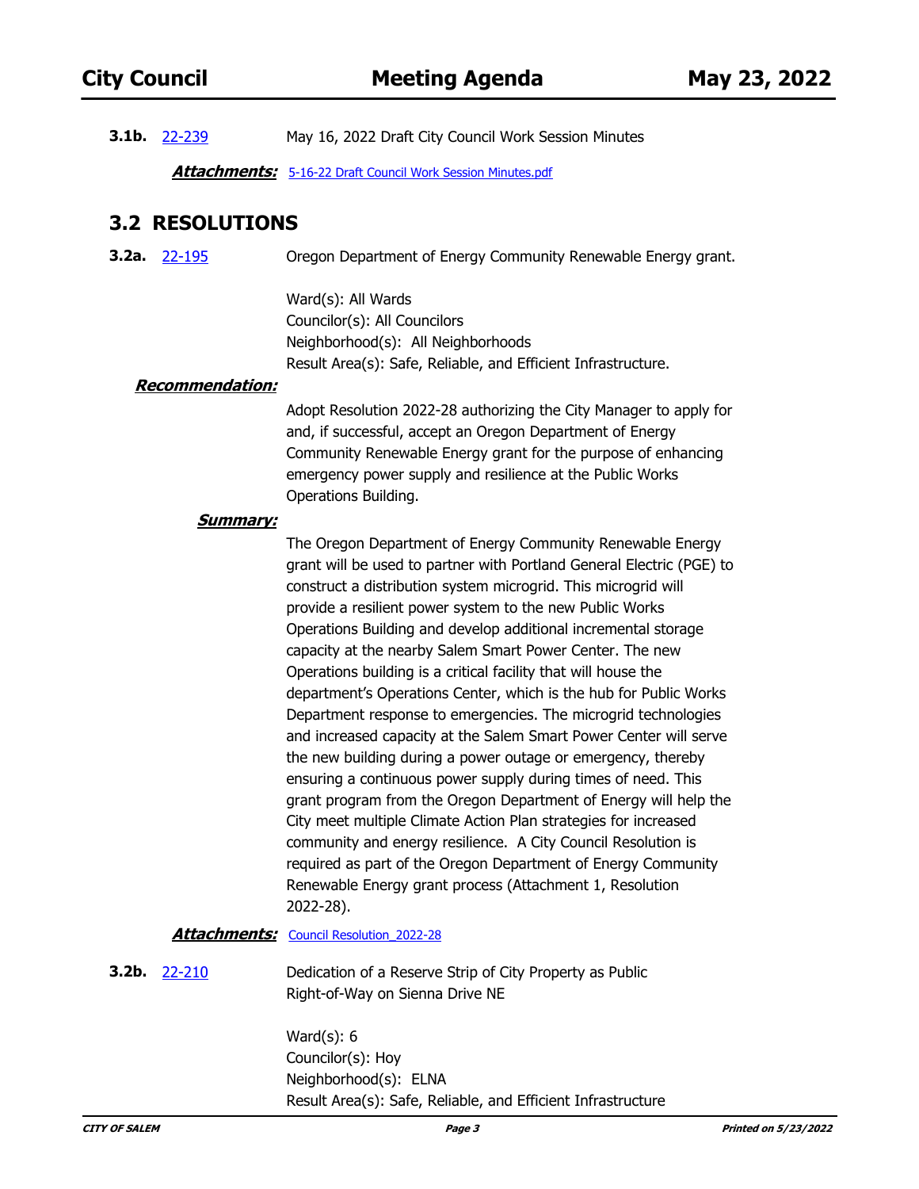**3.1b.** 22-239 May 16, 2022 Draft City Council Work Session Minutes

***Attachments:*** 5-16-22 Draft Council Work Session Minutes.pdf

## 3.2 RESOLUTIONS

**3.2a.** 22-195 Oregon Department of Energy Community Renewable Energy grant.

Ward(s): All Wards
Councilor(s): All Councilors
Neighborhood(s): All Neighborhoods
Result Area(s): Safe, Reliable, and Efficient Infrastructure.

***Recommendation:***

Adopt Resolution 2022-28 authorizing the City Manager to apply for and, if successful, accept an Oregon Department of Energy Community Renewable Energy grant for the purpose of enhancing emergency power supply and resilience at the Public Works Operations Building.

***Summary:***

The Oregon Department of Energy Community Renewable Energy grant will be used to partner with Portland General Electric (PGE) to construct a distribution system microgrid. This microgrid will provide a resilient power system to the new Public Works Operations Building and develop additional incremental storage capacity at the nearby Salem Smart Power Center. The new Operations building is a critical facility that will house the department's Operations Center, which is the hub for Public Works Department response to emergencies. The microgrid technologies and increased capacity at the Salem Smart Power Center will serve the new building during a power outage or emergency, thereby ensuring a continuous power supply during times of need. This grant program from the Oregon Department of Energy will help the City meet multiple Climate Action Plan strategies for increased community and energy resilience. A City Council Resolution is required as part of the Oregon Department of Energy Community Renewable Energy grant process (Attachment 1, Resolution 2022-28).

***Attachments:*** Council Resolution_2022-28

**3.2b.** 22-210 Dedication of a Reserve Strip of City Property as Public Right-of-Way on Sienna Drive NE

Ward(s): 6
Councilor(s): Hoy
Neighborhood(s): ELNA
Result Area(s): Safe, Reliable, and Efficient Infrastructure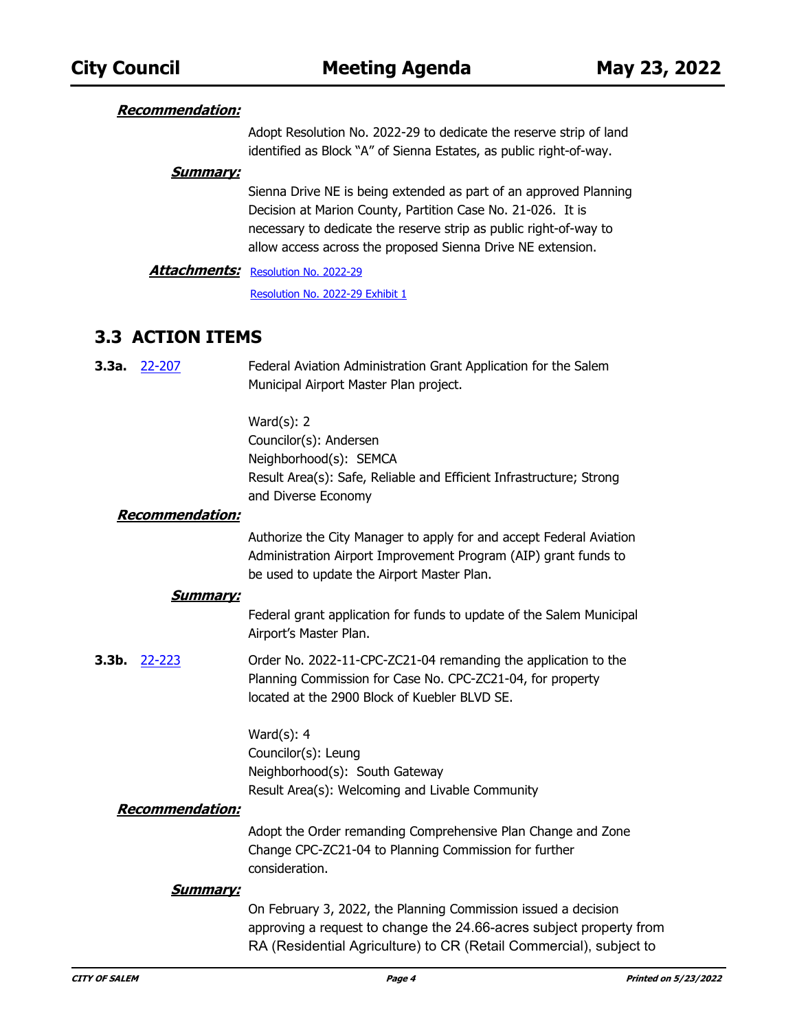***Recommendation:***

Adopt Resolution No. 2022-29 to dedicate the reserve strip of land identified as Block "A" of Sienna Estates, as public right-of-way.

***Summary:***

Sienna Drive NE is being extended as part of an approved Planning Decision at Marion County, Partition Case No. 21-026. It is necessary to dedicate the reserve strip as public right-of-way to allow access across the proposed Sienna Drive NE extension.

***Attachments:*** Resolution No. 2022-29

Resolution No. 2022-29 Exhibit 1

## 3.3 ACTION ITEMS

**3.3a.** 22-207 Federal Aviation Administration Grant Application for the Salem Municipal Airport Master Plan project.

Ward(s): 2
Councilor(s): Andersen
Neighborhood(s): SEMCA
Result Area(s): Safe, Reliable and Efficient Infrastructure; Strong and Diverse Economy

***Recommendation:***

Authorize the City Manager to apply for and accept Federal Aviation Administration Airport Improvement Program (AIP) grant funds to be used to update the Airport Master Plan.

***Summary:***

Federal grant application for funds to update of the Salem Municipal Airport's Master Plan.

**3.3b.** 22-223 Order No. 2022-11-CPC-ZC21-04 remanding the application to the Planning Commission for Case No. CPC-ZC21-04, for property located at the 2900 Block of Kuebler BLVD SE.

Ward(s): 4
Councilor(s): Leung
Neighborhood(s): South Gateway
Result Area(s): Welcoming and Livable Community

***Recommendation:***

Adopt the Order remanding Comprehensive Plan Change and Zone Change CPC-ZC21-04 to Planning Commission for further consideration.

***Summary:***

On February 3, 2022, the Planning Commission issued a decision approving a request to change the 24.66-acres subject property from RA (Residential Agriculture) to CR (Retail Commercial), subject to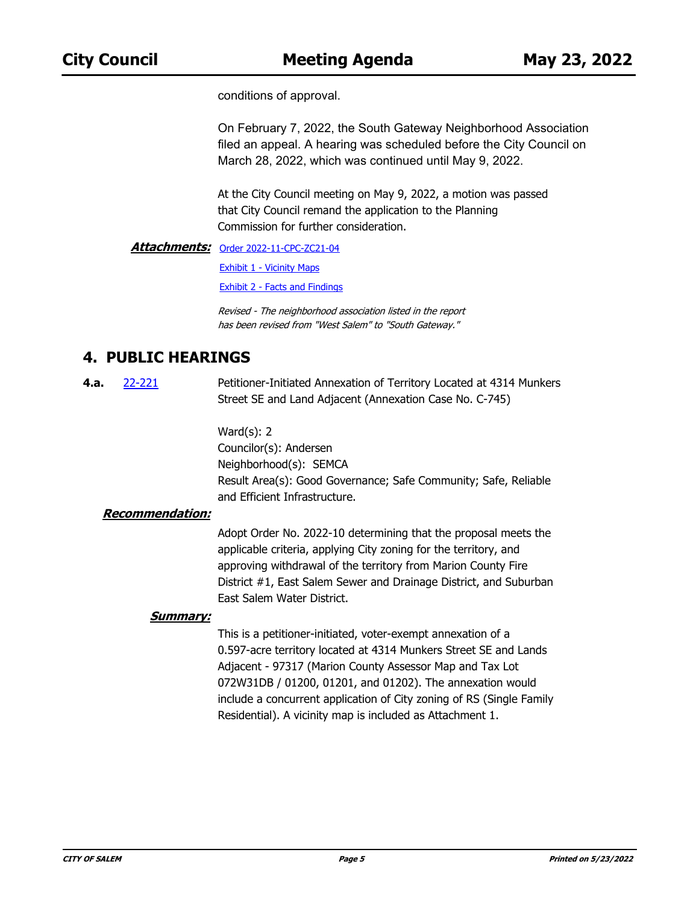conditions of approval.

On February 7, 2022, the South Gateway Neighborhood Association filed an appeal. A hearing was scheduled before the City Council on March 28, 2022, which was continued until May 9, 2022.

At the City Council meeting on May 9, 2022, a motion was passed that City Council remand the application to the Planning Commission for further consideration.

***Attachments:*** Order 2022-11-CPC-ZC21-04

Exhibit 1 - Vicinity Maps

Exhibit 2 - Facts and Findings

*Revised - The neighborhood association listed in the report has been revised from "West Salem" to "South Gateway."*

## 4. PUBLIC HEARINGS

**4.a.** 22-221 Petitioner-Initiated Annexation of Territory Located at 4314 Munkers Street SE and Land Adjacent (Annexation Case No. C-745)

Ward(s): 2
Councilor(s): Andersen
Neighborhood(s): SEMCA
Result Area(s): Good Governance; Safe Community; Safe, Reliable and Efficient Infrastructure.

***Recommendation:***

Adopt Order No. 2022-10 determining that the proposal meets the applicable criteria, applying City zoning for the territory, and approving withdrawal of the territory from Marion County Fire District #1, East Salem Sewer and Drainage District, and Suburban East Salem Water District.

***Summary:***

This is a petitioner-initiated, voter-exempt annexation of a 0.597-acre territory located at 4314 Munkers Street SE and Lands Adjacent - 97317 (Marion County Assessor Map and Tax Lot 072W31DB / 01200, 01201, and 01202). The annexation would include a concurrent application of City zoning of RS (Single Family Residential). A vicinity map is included as Attachment 1.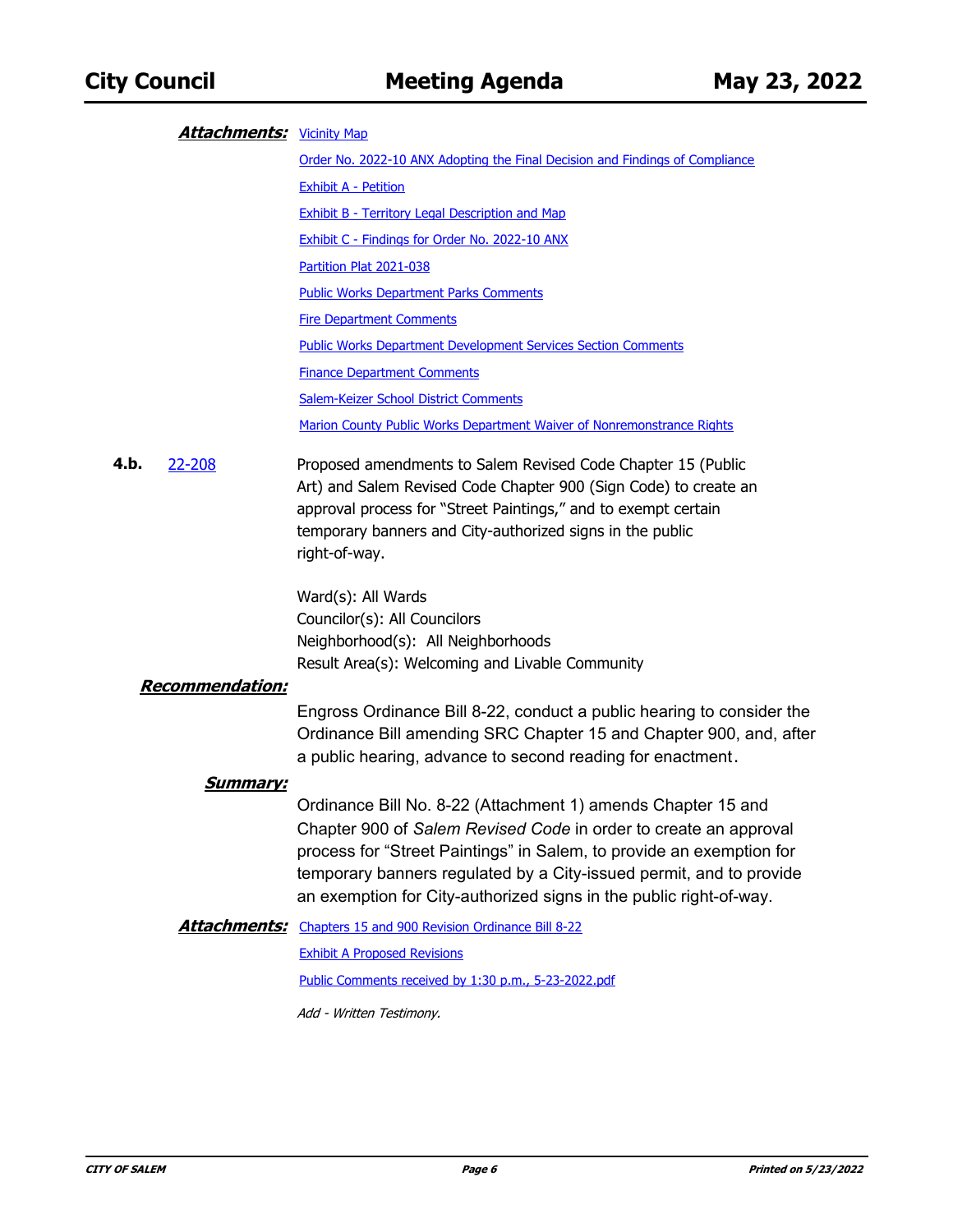***Attachments:*** Vicinity Map

Order No. 2022-10 ANX Adopting the Final Decision and Findings of Compliance

Exhibit A - Petition

Exhibit B - Territory Legal Description and Map

Exhibit C - Findings for Order No. 2022-10 ANX

Partition Plat 2021-038

Public Works Department Parks Comments

Fire Department Comments

Public Works Department Development Services Section Comments

Finance Department Comments

Salem-Keizer School District Comments

Marion County Public Works Department Waiver of Nonremonstrance Rights

**4.b.** 22-208

Proposed amendments to Salem Revised Code Chapter 15 (Public Art) and Salem Revised Code Chapter 900 (Sign Code) to create an approval process for "Street Paintings," and to exempt certain temporary banners and City-authorized signs in the public right-of-way.

Ward(s): All Wards
Councilor(s): All Councilors
Neighborhood(s): All Neighborhoods
Result Area(s): Welcoming and Livable Community

***Recommendation:***

Engross Ordinance Bill 8-22, conduct a public hearing to consider the Ordinance Bill amending SRC Chapter 15 and Chapter 900, and, after a public hearing, advance to second reading for enactment.

***Summary:***

Ordinance Bill No. 8-22 (Attachment 1) amends Chapter 15 and Chapter 900 of *Salem Revised Code* in order to create an approval process for "Street Paintings" in Salem, to provide an exemption for temporary banners regulated by a City-issued permit, and to provide an exemption for City-authorized signs in the public right-of-way.

***Attachments:*** Chapters 15 and 900 Revision Ordinance Bill 8-22

Exhibit A Proposed Revisions

Public Comments received by 1:30 p.m., 5-23-2022.pdf

*Add - Written Testimony.*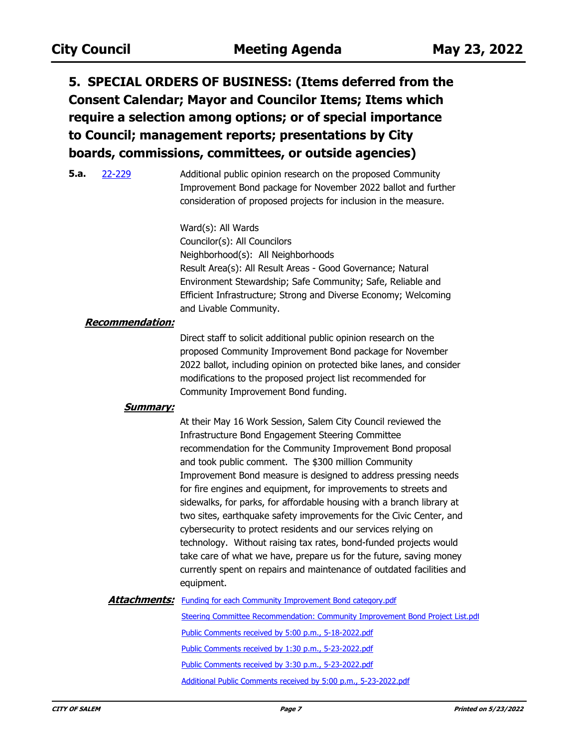## 5. SPECIAL ORDERS OF BUSINESS: (Items deferred from the Consent Calendar; Mayor and Councilor Items; Items which require a selection among options; or of special importance to Council; management reports; presentations by City boards, commissions, committees, or outside agencies)

**5.a.** 22-229

Additional public opinion research on the proposed Community Improvement Bond package for November 2022 ballot and further consideration of proposed projects for inclusion in the measure.

Ward(s): All Wards
Councilor(s): All Councilors
Neighborhood(s): All Neighborhoods
Result Area(s): All Result Areas - Good Governance; Natural Environment Stewardship; Safe Community; Safe, Reliable and Efficient Infrastructure; Strong and Diverse Economy; Welcoming and Livable Community.

***Recommendation:***

Direct staff to solicit additional public opinion research on the proposed Community Improvement Bond package for November 2022 ballot, including opinion on protected bike lanes, and consider modifications to the proposed project list recommended for Community Improvement Bond funding.

***Summary:***

At their May 16 Work Session, Salem City Council reviewed the Infrastructure Bond Engagement Steering Committee recommendation for the Community Improvement Bond proposal and took public comment. The $300 million Community Improvement Bond measure is designed to address pressing needs for fire engines and equipment, for improvements to streets and sidewalks, for parks, for affordable housing with a branch library at two sites, earthquake safety improvements for the Civic Center, and cybersecurity to protect residents and our services relying on technology. Without raising tax rates, bond-funded projects would take care of what we have, prepare us for the future, saving money currently spent on repairs and maintenance of outdated facilities and equipment.

***Attachments:***

Funding for each Community Improvement Bond category.pdf
Steering Committee Recommendation: Community Improvement Bond Project List.pdf
Public Comments received by 5:00 p.m., 5-18-2022.pdf
Public Comments received by 1:30 p.m., 5-23-2022.pdf
Public Comments received by 3:30 p.m., 5-23-2022.pdf
Additional Public Comments received by 5:00 p.m., 5-23-2022.pdf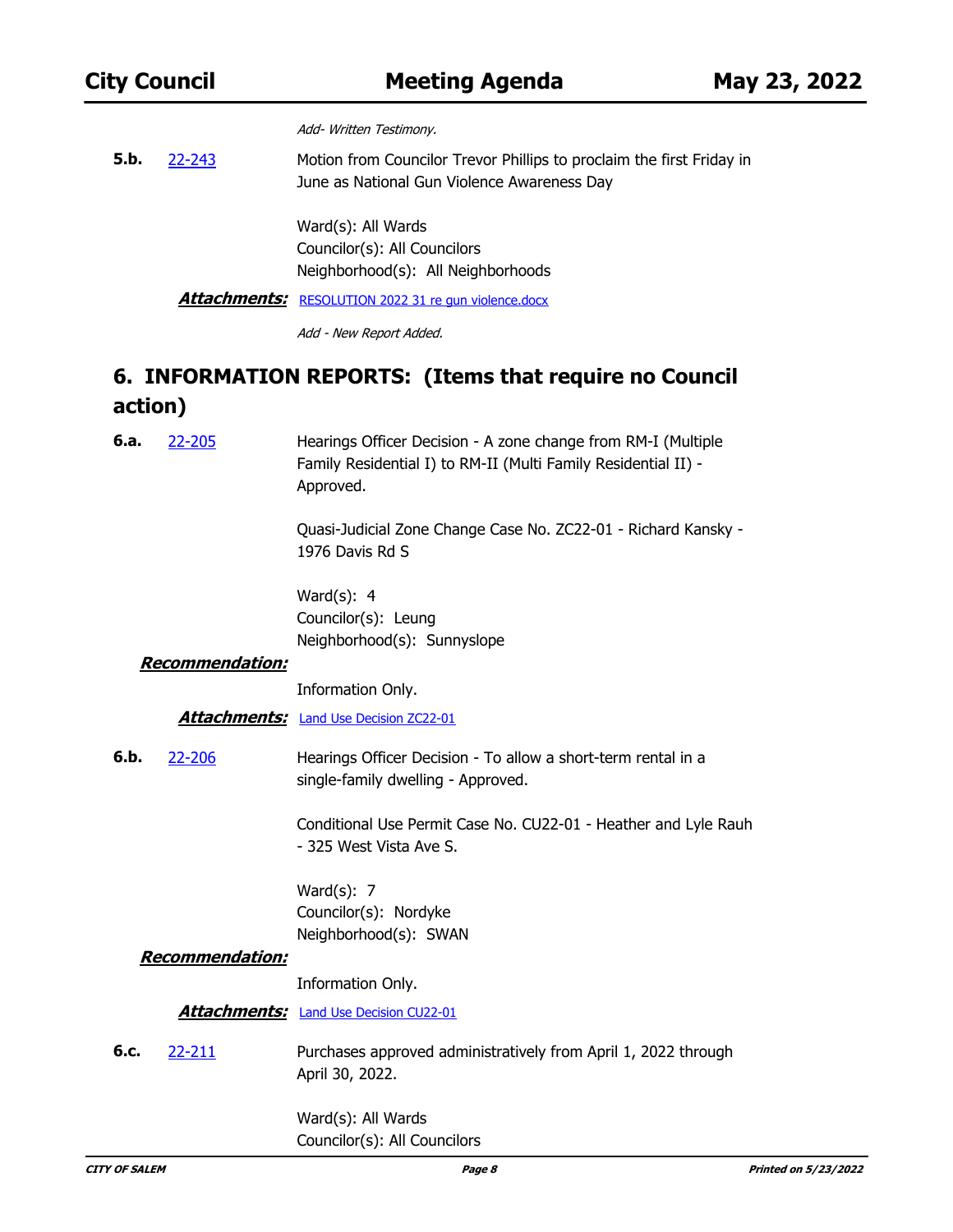*Add- Written Testimony.*

**5.b.** 22-243 Motion from Councilor Trevor Phillips to proclaim the first Friday in June as National Gun Violence Awareness Day

Ward(s): All Wards
Councilor(s): All Councilors
Neighborhood(s): All Neighborhoods

***Attachments:*** RESOLUTION 2022 31 re gun violence.docx

*Add - New Report Added.*

## 6. INFORMATION REPORTS: (Items that require no Council action)

**6.a.** 22-205 Hearings Officer Decision - A zone change from RM-I (Multiple Family Residential I) to RM-II (Multi Family Residential II) - Approved.

Quasi-Judicial Zone Change Case No. ZC22-01 - Richard Kansky - 1976 Davis Rd S

Ward(s): 4
Councilor(s): Leung
Neighborhood(s): Sunnyslope

***Recommendation:***

Information Only.

***Attachments:*** Land Use Decision ZC22-01

**6.b.** 22-206 Hearings Officer Decision - To allow a short-term rental in a single-family dwelling - Approved.

Conditional Use Permit Case No. CU22-01 - Heather and Lyle Rauh - 325 West Vista Ave S.

Ward(s): 7
Councilor(s): Nordyke
Neighborhood(s): SWAN

***Recommendation:***

Information Only.

***Attachments:*** Land Use Decision CU22-01

**6.c.** 22-211 Purchases approved administratively from April 1, 2022 through April 30, 2022.

Ward(s): All Wards
Councilor(s): All Councilors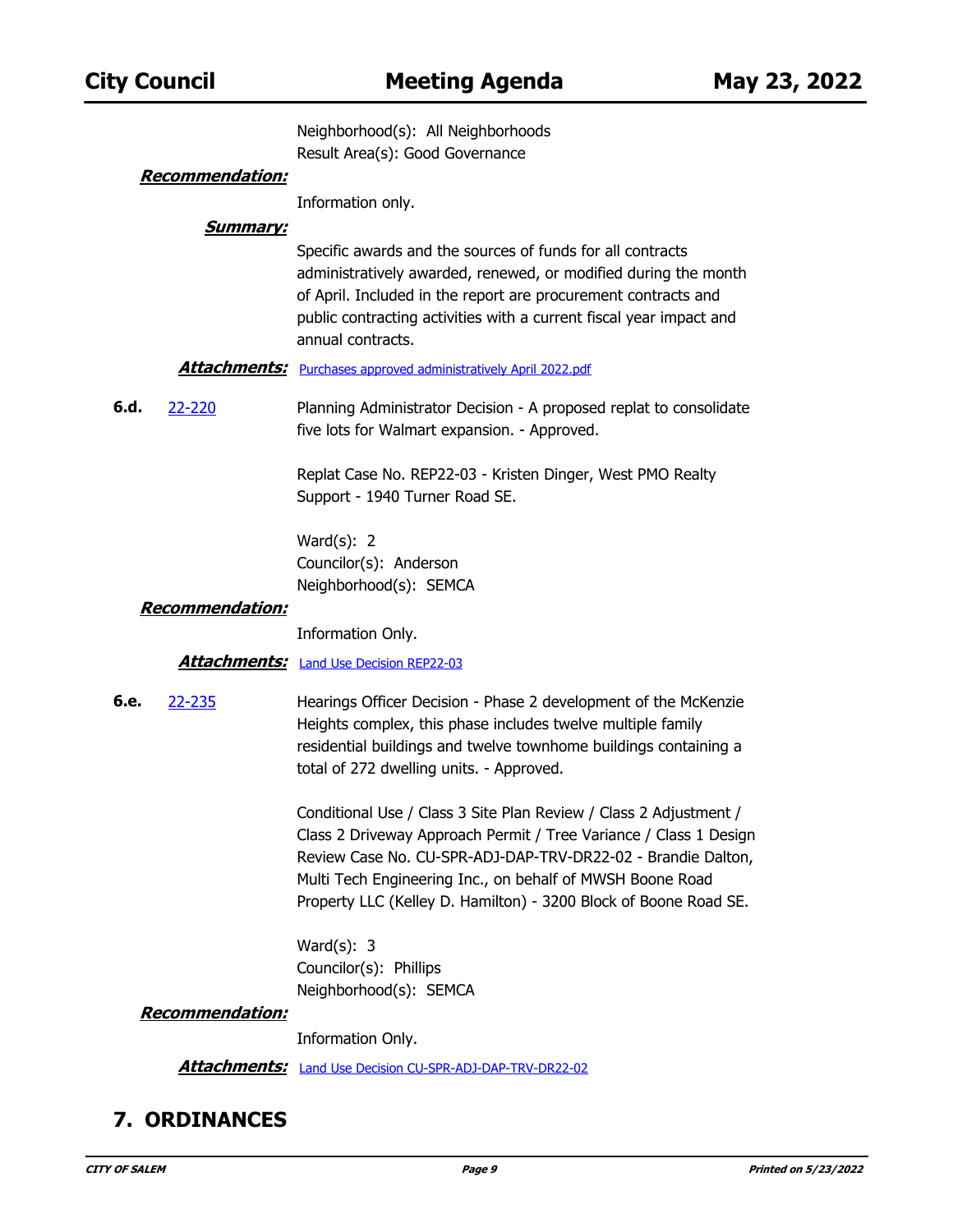Neighborhood(s): All Neighborhoods
Result Area(s): Good Governance

***Recommendation:***

Information only.

***Summary:***

Specific awards and the sources of funds for all contracts administratively awarded, renewed, or modified during the month of April. Included in the report are procurement contracts and public contracting activities with a current fiscal year impact and annual contracts.

***Attachments:*** Purchases approved administratively April 2022.pdf

**6.d.** 22-220 Planning Administrator Decision - A proposed replat to consolidate five lots for Walmart expansion. - Approved.

Replat Case No. REP22-03 - Kristen Dinger, West PMO Realty Support - 1940 Turner Road SE.

Ward(s): 2
Councilor(s): Anderson
Neighborhood(s): SEMCA

***Recommendation:***

Information Only.

***Attachments:*** Land Use Decision REP22-03

**6.e.** 22-235 Hearings Officer Decision - Phase 2 development of the McKenzie Heights complex, this phase includes twelve multiple family residential buildings and twelve townhome buildings containing a total of 272 dwelling units. - Approved.

Conditional Use / Class 3 Site Plan Review / Class 2 Adjustment / Class 2 Driveway Approach Permit / Tree Variance / Class 1 Design Review Case No. CU-SPR-ADJ-DAP-TRV-DR22-02 - Brandie Dalton, Multi Tech Engineering Inc., on behalf of MWSH Boone Road Property LLC (Kelley D. Hamilton) - 3200 Block of Boone Road SE.

Ward(s): 3
Councilor(s): Phillips
Neighborhood(s): SEMCA

***Recommendation:***

Information Only.

***Attachments:*** Land Use Decision CU-SPR-ADJ-DAP-TRV-DR22-02

## 7. ORDINANCES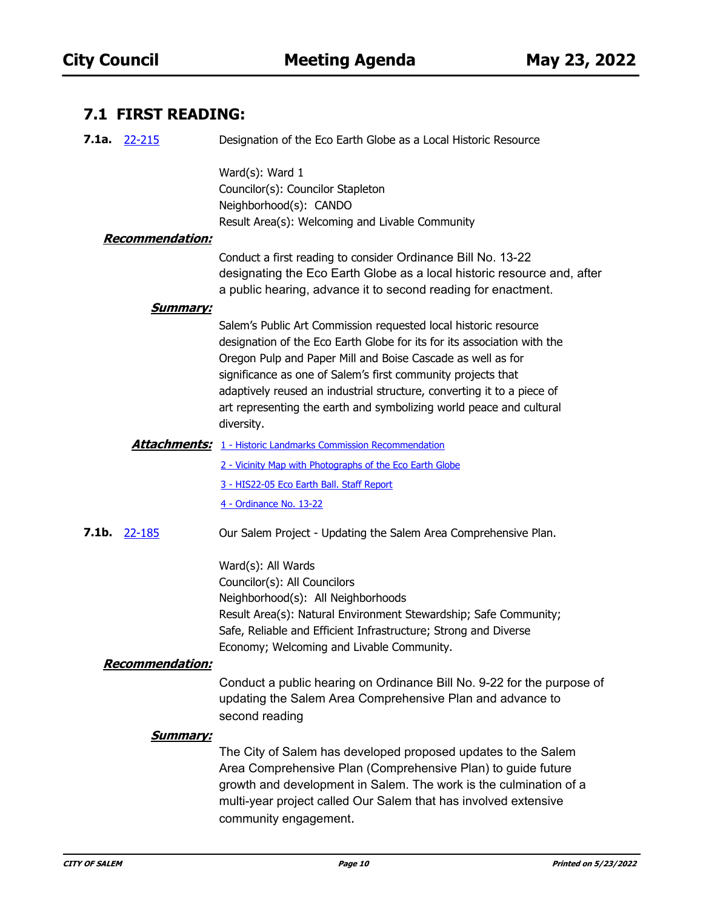## 7.1 FIRST READING:

**7.1a.** [22-215] Designation of the Eco Earth Globe as a Local Historic Resource

Ward(s): Ward 1
Councilor(s): Councilor Stapleton
Neighborhood(s): CANDO
Result Area(s): Welcoming and Livable Community

***Recommendation:***

Conduct a first reading to consider Ordinance Bill No. 13-22 designating the Eco Earth Globe as a local historic resource and, after a public hearing, advance it to second reading for enactment.

***Summary:***

Salem's Public Art Commission requested local historic resource designation of the Eco Earth Globe for its for its association with the Oregon Pulp and Paper Mill and Boise Cascade as well as for significance as one of Salem's first community projects that adaptively reused an industrial structure, converting it to a piece of art representing the earth and symbolizing world peace and cultural diversity.

***Attachments:***

1 - Historic Landmarks Commission Recommendation
2 - Vicinity Map with Photographs of the Eco Earth Globe
3 - HIS22-05 Eco Earth Ball. Staff Report
4 - Ordinance No. 13-22

**7.1b.** [22-185] Our Salem Project - Updating the Salem Area Comprehensive Plan.

Ward(s): All Wards
Councilor(s): All Councilors
Neighborhood(s): All Neighborhoods
Result Area(s): Natural Environment Stewardship; Safe Community; Safe, Reliable and Efficient Infrastructure; Strong and Diverse Economy; Welcoming and Livable Community.

***Recommendation:***

Conduct a public hearing on Ordinance Bill No. 9-22 for the purpose of updating the Salem Area Comprehensive Plan and advance to second reading

***Summary:***

The City of Salem has developed proposed updates to the Salem Area Comprehensive Plan (Comprehensive Plan) to guide future growth and development in Salem. The work is the culmination of a multi-year project called Our Salem that has involved extensive community engagement.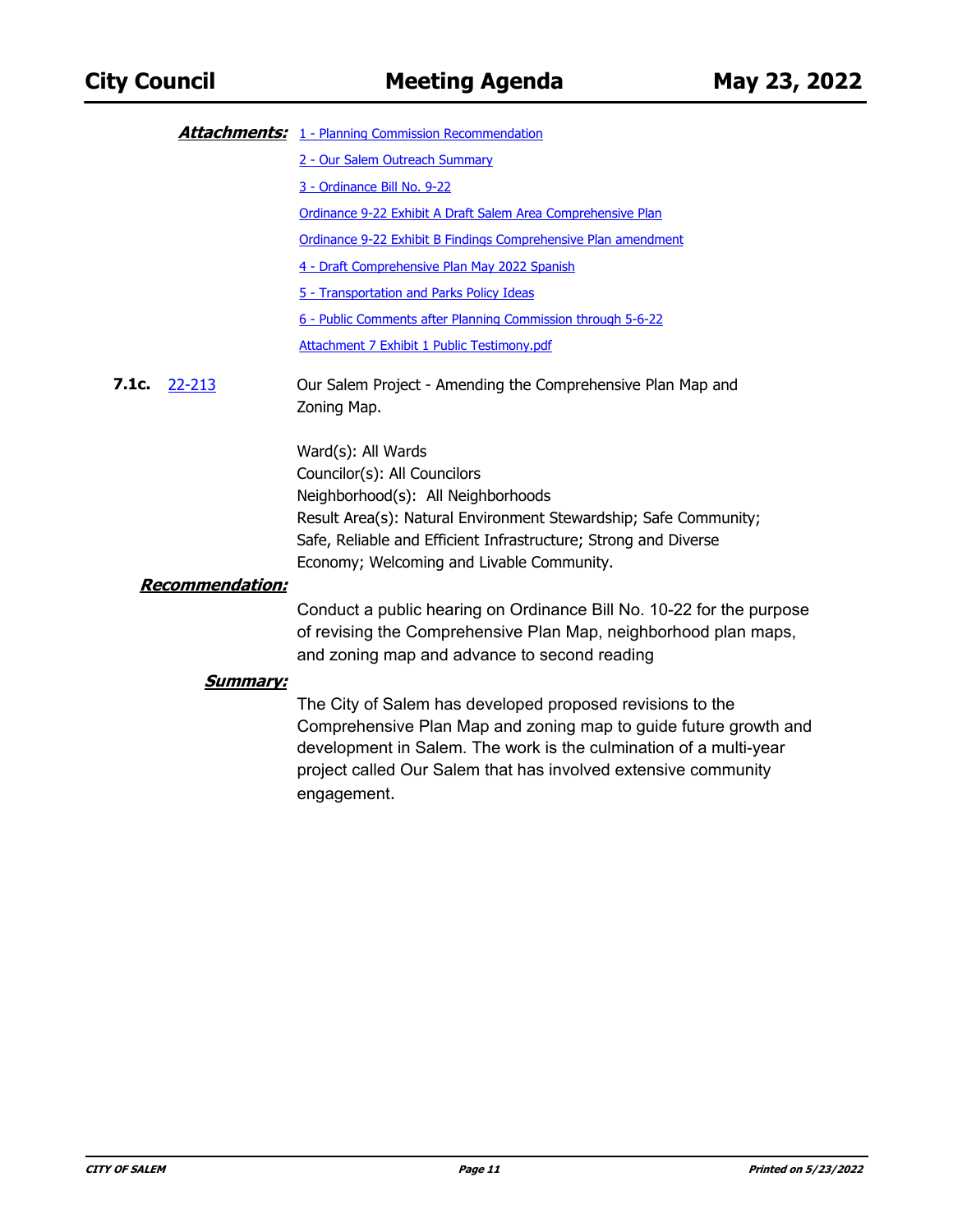***Attachments:*** 1 - Planning Commission Recommendation

2 - Our Salem Outreach Summary

3 - Ordinance Bill No. 9-22

Ordinance 9-22 Exhibit A Draft Salem Area Comprehensive Plan

Ordinance 9-22 Exhibit B Findings Comprehensive Plan amendment

4 - Draft Comprehensive Plan May 2022 Spanish

5 - Transportation and Parks Policy Ideas

6 - Public Comments after Planning Commission through 5-6-22

Attachment 7 Exhibit 1 Public Testimony.pdf

**7.1c.** 22-213 Our Salem Project - Amending the Comprehensive Plan Map and Zoning Map.

Ward(s): All Wards
Councilor(s): All Councilors
Neighborhood(s): All Neighborhoods
Result Area(s): Natural Environment Stewardship; Safe Community; Safe, Reliable and Efficient Infrastructure; Strong and Diverse Economy; Welcoming and Livable Community.

***Recommendation:***

Conduct a public hearing on Ordinance Bill No. 10-22 for the purpose of revising the Comprehensive Plan Map, neighborhood plan maps, and zoning map and advance to second reading

***Summary:***

The City of Salem has developed proposed revisions to the Comprehensive Plan Map and zoning map to guide future growth and development in Salem. The work is the culmination of a multi-year project called Our Salem that has involved extensive community engagement.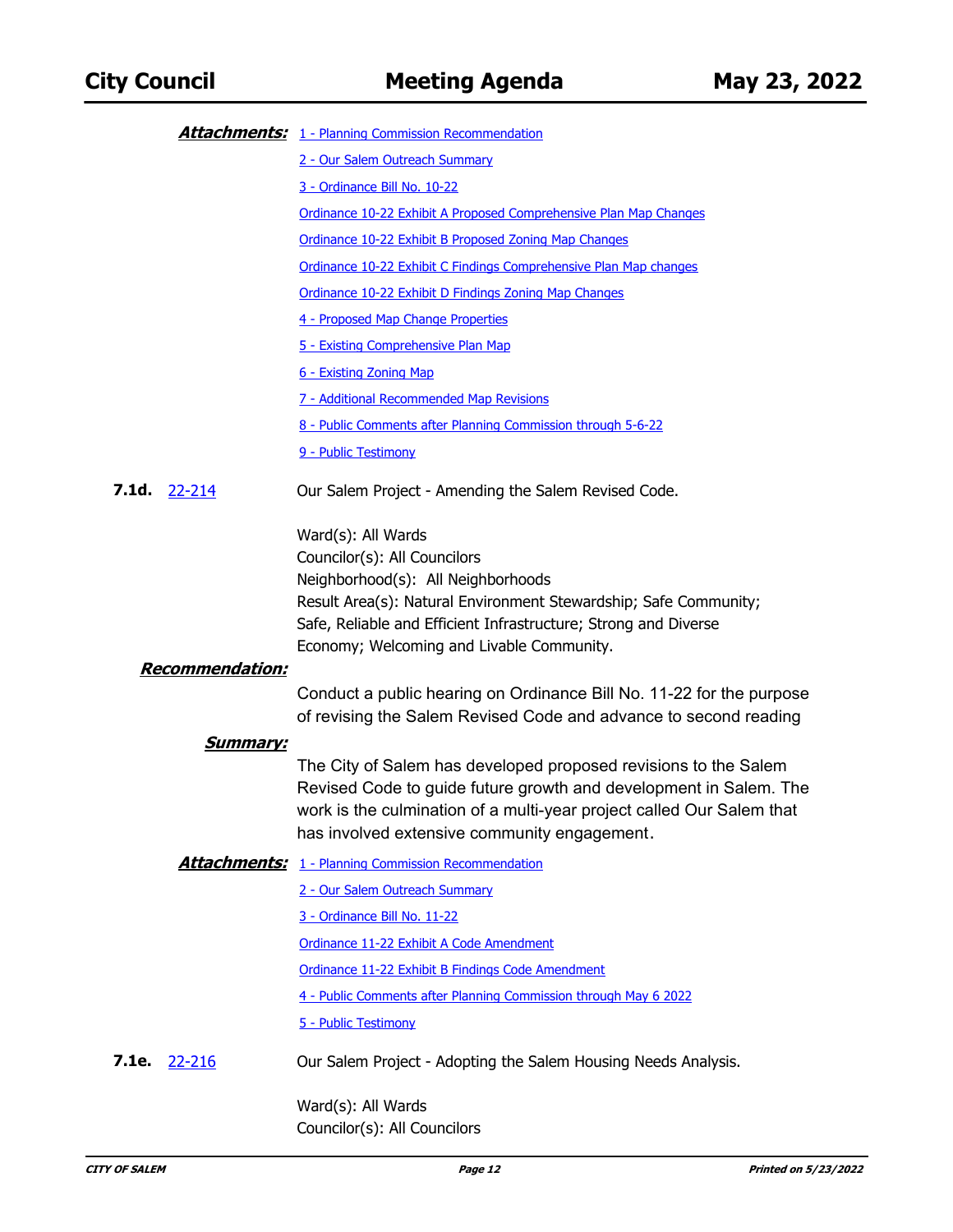***Attachments:*** 1 - Planning Commission Recommendation

2 - Our Salem Outreach Summary

3 - Ordinance Bill No. 10-22

Ordinance 10-22 Exhibit A Proposed Comprehensive Plan Map Changes

Ordinance 10-22 Exhibit B Proposed Zoning Map Changes

Ordinance 10-22 Exhibit C Findings Comprehensive Plan Map changes

Ordinance 10-22 Exhibit D Findings Zoning Map Changes

4 - Proposed Map Change Properties

5 - Existing Comprehensive Plan Map

6 - Existing Zoning Map

7 - Additional Recommended Map Revisions

8 - Public Comments after Planning Commission through 5-6-22

9 - Public Testimony

**7.1d.** 22-214 Our Salem Project - Amending the Salem Revised Code.

Ward(s): All Wards
Councilor(s): All Councilors
Neighborhood(s): All Neighborhoods
Result Area(s): Natural Environment Stewardship; Safe Community; Safe, Reliable and Efficient Infrastructure; Strong and Diverse Economy; Welcoming and Livable Community.

***Recommendation:***

Conduct a public hearing on Ordinance Bill No. 11-22 for the purpose of revising the Salem Revised Code and advance to second reading

***Summary:***

The City of Salem has developed proposed revisions to the Salem Revised Code to guide future growth and development in Salem. The work is the culmination of a multi-year project called Our Salem that has involved extensive community engagement.

***Attachments:*** 1 - Planning Commission Recommendation

2 - Our Salem Outreach Summary

3 - Ordinance Bill No. 11-22

Ordinance 11-22 Exhibit A Code Amendment

Ordinance 11-22 Exhibit B Findings Code Amendment

4 - Public Comments after Planning Commission through May 6 2022

5 - Public Testimony

**7.1e.** 22-216 Our Salem Project - Adopting the Salem Housing Needs Analysis.

Ward(s): All Wards
Councilor(s): All Councilors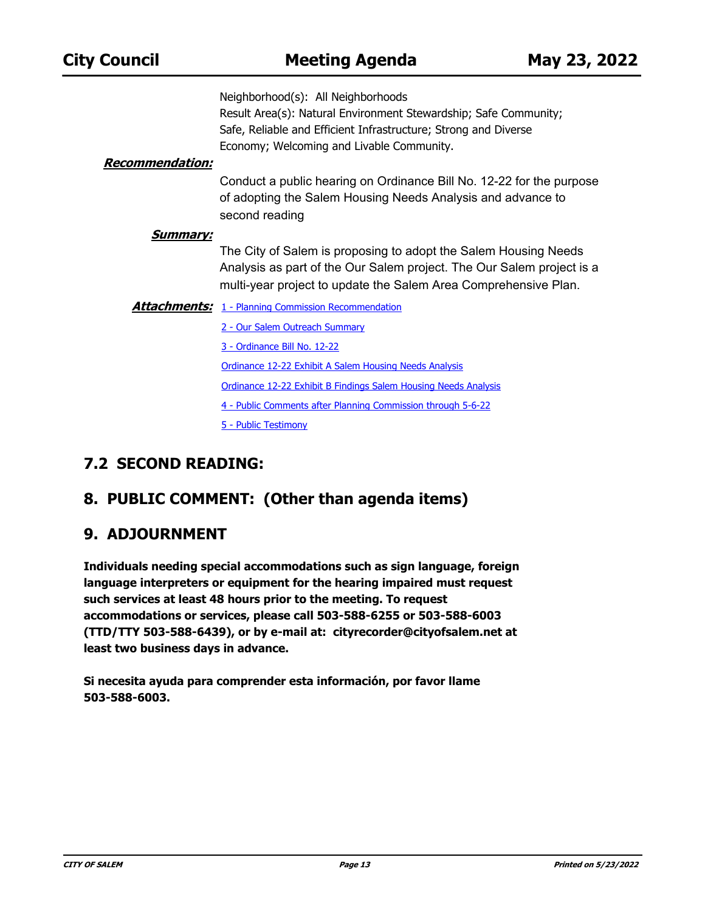Neighborhood(s): All Neighborhoods
Result Area(s): Natural Environment Stewardship; Safe Community; Safe, Reliable and Efficient Infrastructure; Strong and Diverse Economy; Welcoming and Livable Community.

***Recommendation:***

Conduct a public hearing on Ordinance Bill No. 12-22 for the purpose of adopting the Salem Housing Needs Analysis and advance to second reading

***Summary:***

The City of Salem is proposing to adopt the Salem Housing Needs Analysis as part of the Our Salem project. The Our Salem project is a multi-year project to update the Salem Area Comprehensive Plan.

***Attachments:***
- 1 - Planning Commission Recommendation
- 2 - Our Salem Outreach Summary
- 3 - Ordinance Bill No. 12-22
- Ordinance 12-22 Exhibit A Salem Housing Needs Analysis
- Ordinance 12-22 Exhibit B Findings Salem Housing Needs Analysis
- 4 - Public Comments after Planning Commission through 5-6-22
- 5 - Public Testimony

## 7.2 SECOND READING:

## 8. PUBLIC COMMENT: (Other than agenda items)

## 9. ADJOURNMENT

**Individuals needing special accommodations such as sign language, foreign language interpreters or equipment for the hearing impaired must request such services at least 48 hours prior to the meeting. To request accommodations or services, please call 503-588-6255 or 503-588-6003 (TTD/TTY 503-588-6439), or by e-mail at: cityrecorder@cityofsalem.net at least two business days in advance.**

**Si necesita ayuda para comprender esta información, por favor llame 503-588-6003.**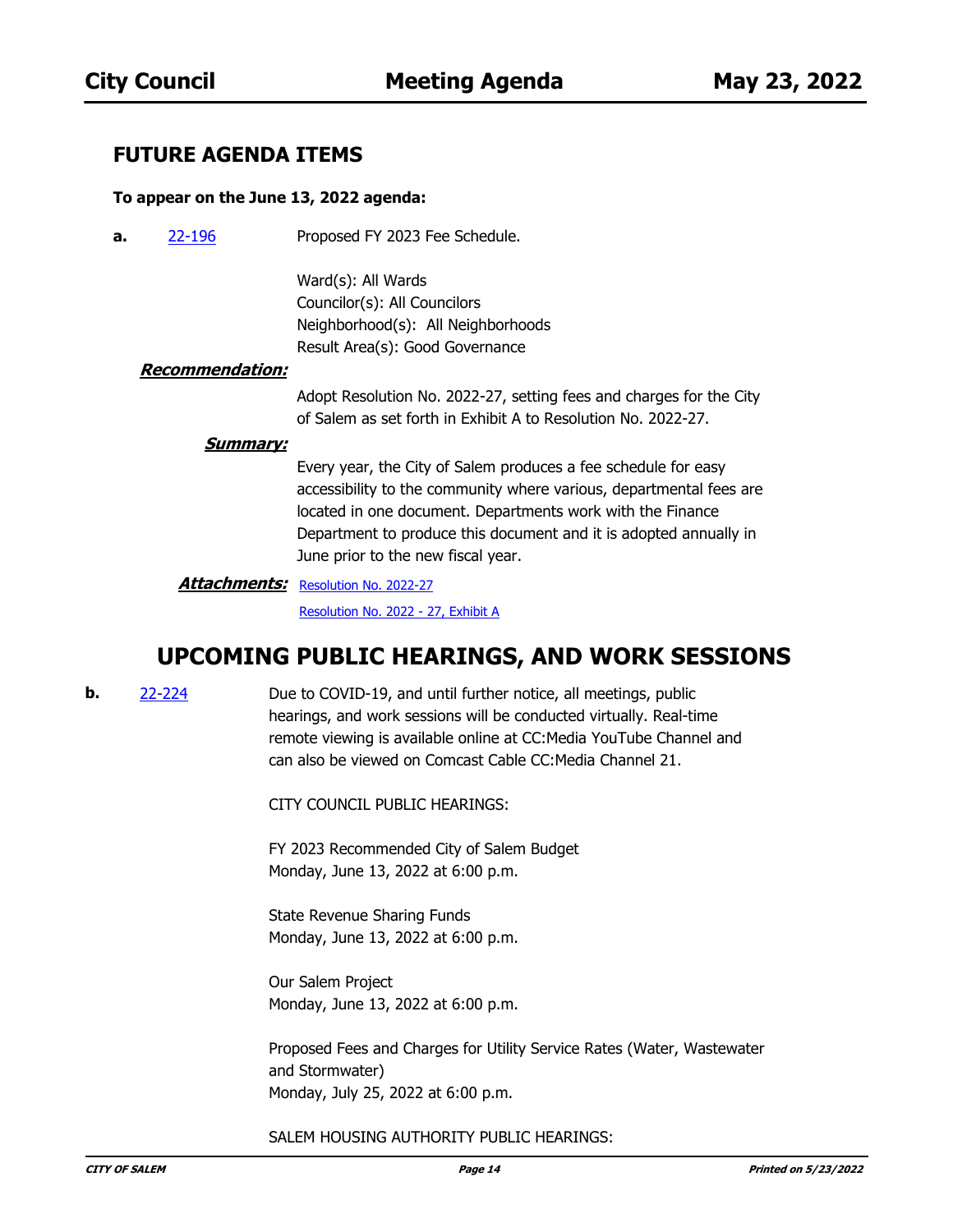## FUTURE AGENDA ITEMS

**To appear on the June 13, 2022 agenda:**

**a.** 22-196 Proposed FY 2023 Fee Schedule.

Ward(s): All Wards
Councilor(s): All Councilors
Neighborhood(s): All Neighborhoods
Result Area(s): Good Governance

***Recommendation:***

Adopt Resolution No. 2022-27, setting fees and charges for the City of Salem as set forth in Exhibit A to Resolution No. 2022-27.

***Summary:***

Every year, the City of Salem produces a fee schedule for easy accessibility to the community where various, departmental fees are located in one document. Departments work with the Finance Department to produce this document and it is adopted annually in June prior to the new fiscal year.

***Attachments:*** Resolution No. 2022-27
Resolution No. 2022 - 27, Exhibit A

## UPCOMING PUBLIC HEARINGS, AND WORK SESSIONS

**b.** 22-224 Due to COVID-19, and until further notice, all meetings, public hearings, and work sessions will be conducted virtually. Real-time remote viewing is available online at CC:Media YouTube Channel and can also be viewed on Comcast Cable CC:Media Channel 21.

CITY COUNCIL PUBLIC HEARINGS:

FY 2023 Recommended City of Salem Budget
Monday, June 13, 2022 at 6:00 p.m.

State Revenue Sharing Funds
Monday, June 13, 2022 at 6:00 p.m.

Our Salem Project
Monday, June 13, 2022 at 6:00 p.m.

Proposed Fees and Charges for Utility Service Rates (Water, Wastewater and Stormwater)
Monday, July 25, 2022 at 6:00 p.m.

SALEM HOUSING AUTHORITY PUBLIC HEARINGS: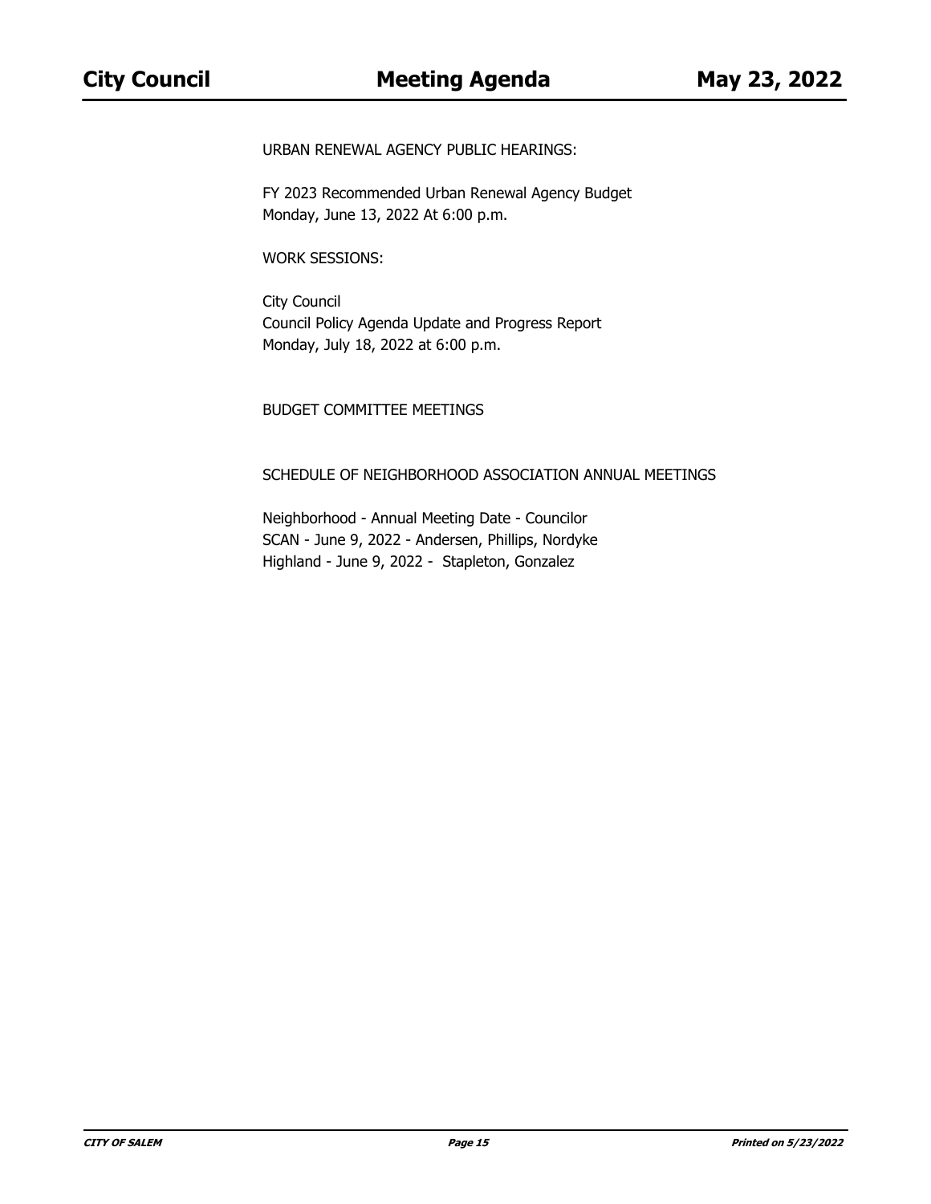URBAN RENEWAL AGENCY PUBLIC HEARINGS:

FY 2023 Recommended Urban Renewal Agency Budget
Monday, June 13, 2022 At 6:00 p.m.

WORK SESSIONS:

City Council
Council Policy Agenda Update and Progress Report
Monday, July 18, 2022 at 6:00 p.m.

BUDGET COMMITTEE MEETINGS

SCHEDULE OF NEIGHBORHOOD ASSOCIATION ANNUAL MEETINGS

Neighborhood - Annual Meeting Date - Councilor
SCAN - June 9, 2022 - Andersen, Phillips, Nordyke
Highland - June 9, 2022 - Stapleton, Gonzalez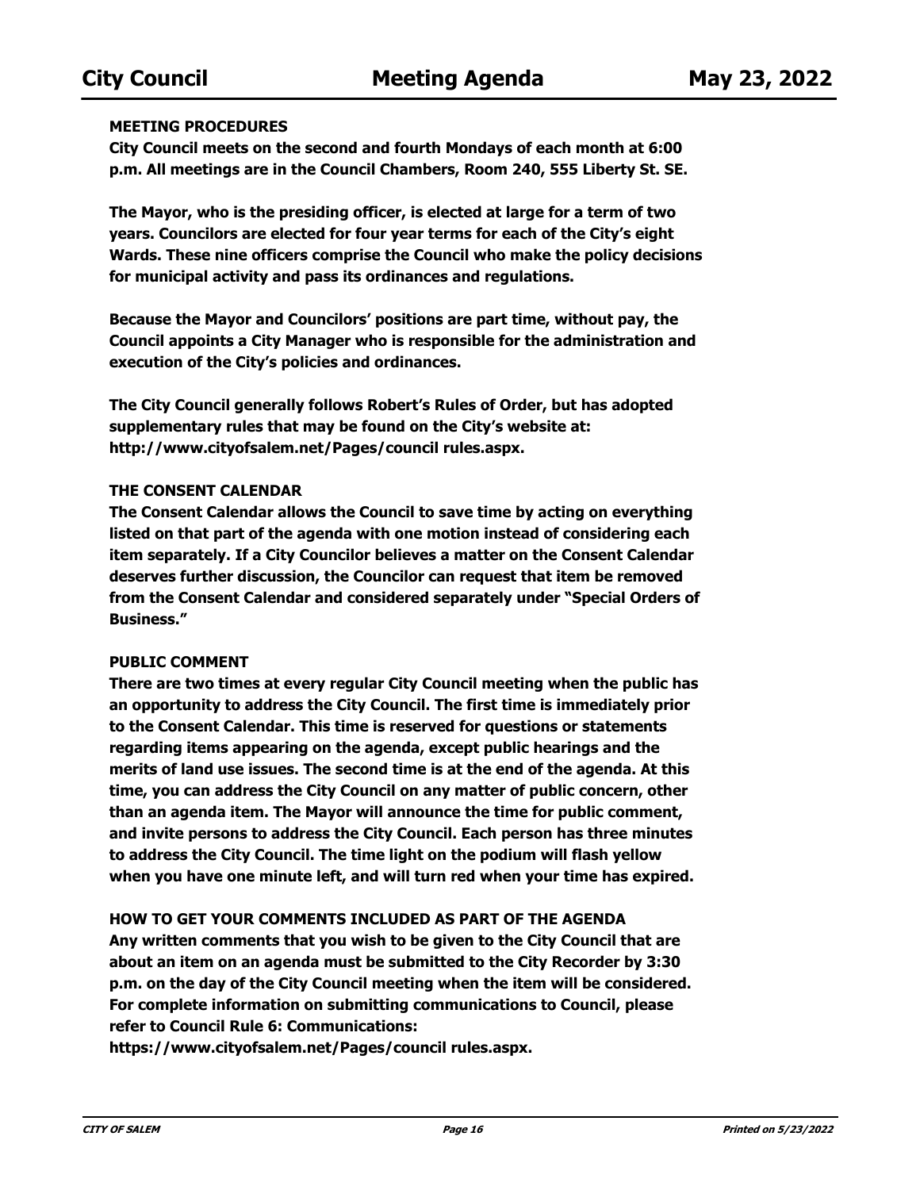## MEETING PROCEDURES

**City Council meets on the second and fourth Mondays of each month at 6:00 p.m. All meetings are in the Council Chambers, Room 240, 555 Liberty St. SE.**

**The Mayor, who is the presiding officer, is elected at large for a term of two years. Councilors are elected for four year terms for each of the City's eight Wards. These nine officers comprise the Council who make the policy decisions for municipal activity and pass its ordinances and regulations.**

**Because the Mayor and Councilors' positions are part time, without pay, the Council appoints a City Manager who is responsible for the administration and execution of the City's policies and ordinances.**

**The City Council generally follows Robert's Rules of Order, but has adopted supplementary rules that may be found on the City's website at: http://www.cityofsalem.net/Pages/council rules.aspx.**

## THE CONSENT CALENDAR

**The Consent Calendar allows the Council to save time by acting on everything listed on that part of the agenda with one motion instead of considering each item separately. If a City Councilor believes a matter on the Consent Calendar deserves further discussion, the Councilor can request that item be removed from the Consent Calendar and considered separately under "Special Orders of Business."**

## PUBLIC COMMENT

**There are two times at every regular City Council meeting when the public has an opportunity to address the City Council. The first time is immediately prior to the Consent Calendar. This time is reserved for questions or statements regarding items appearing on the agenda, except public hearings and the merits of land use issues. The second time is at the end of the agenda. At this time, you can address the City Council on any matter of public concern, other than an agenda item. The Mayor will announce the time for public comment, and invite persons to address the City Council. Each person has three minutes to address the City Council. The time light on the podium will flash yellow when you have one minute left, and will turn red when your time has expired.**

## HOW TO GET YOUR COMMENTS INCLUDED AS PART OF THE AGENDA

**Any written comments that you wish to be given to the City Council that are about an item on an agenda must be submitted to the City Recorder by 3:30 p.m. on the day of the City Council meeting when the item will be considered. For complete information on submitting communications to Council, please refer to Council Rule 6: Communications: https://www.cityofsalem.net/Pages/council rules.aspx.**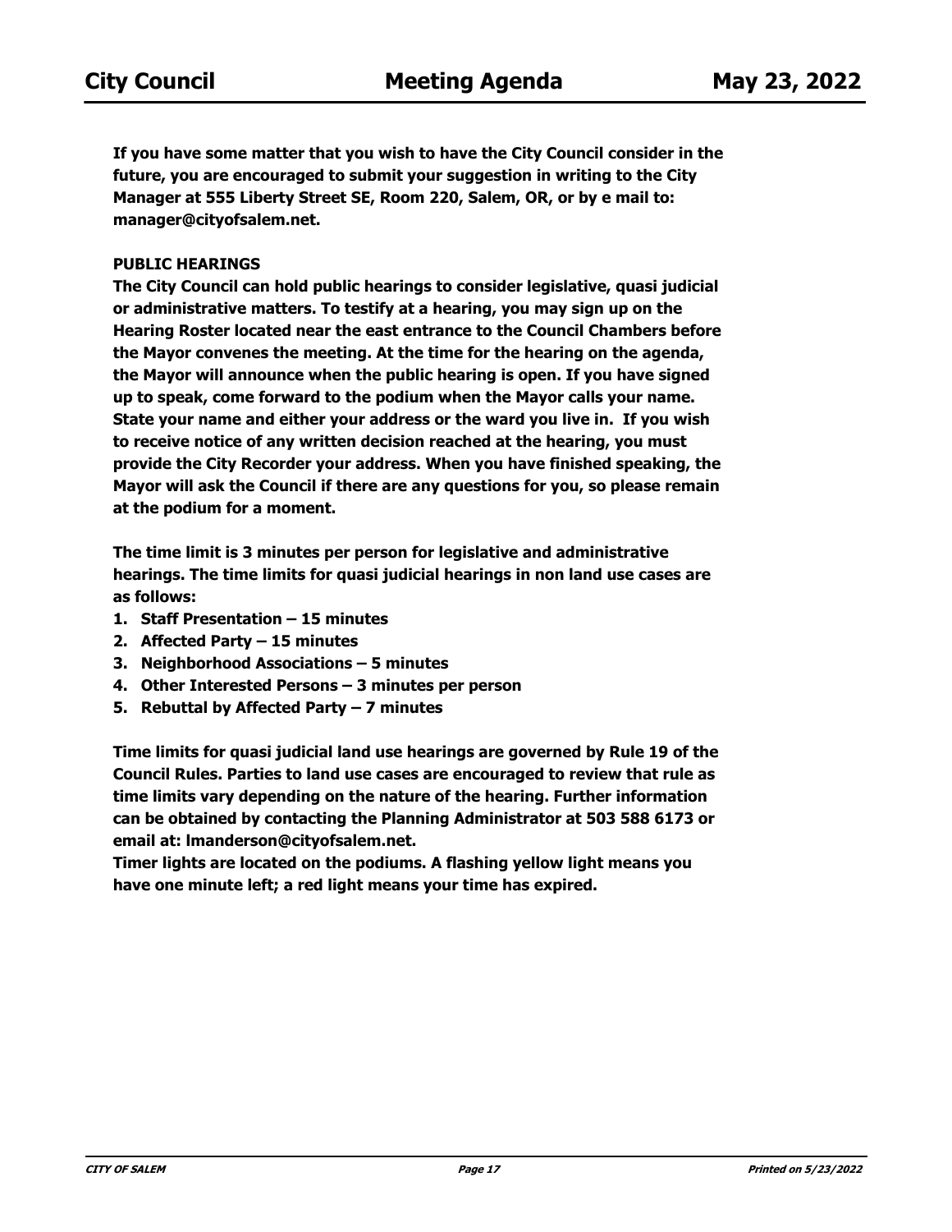**If you have some matter that you wish to have the City Council consider in the future, you are encouraged to submit your suggestion in writing to the City Manager at 555 Liberty Street SE, Room 220, Salem, OR, or by e mail to: manager@cityofsalem.net.**

**PUBLIC HEARINGS**

**The City Council can hold public hearings to consider legislative, quasi judicial or administrative matters. To testify at a hearing, you may sign up on the Hearing Roster located near the east entrance to the Council Chambers before the Mayor convenes the meeting. At the time for the hearing on the agenda, the Mayor will announce when the public hearing is open. If you have signed up to speak, come forward to the podium when the Mayor calls your name. State your name and either your address or the ward you live in. If you wish to receive notice of any written decision reached at the hearing, you must provide the City Recorder your address. When you have finished speaking, the Mayor will ask the Council if there are any questions for you, so please remain at the podium for a moment.**

**The time limit is 3 minutes per person for legislative and administrative hearings. The time limits for quasi judicial hearings in non land use cases are as follows:**

1. **Staff Presentation – 15 minutes**
2. **Affected Party – 15 minutes**
3. **Neighborhood Associations – 5 minutes**
4. **Other Interested Persons – 3 minutes per person**
5. **Rebuttal by Affected Party – 7 minutes**

**Time limits for quasi judicial land use hearings are governed by Rule 19 of the Council Rules. Parties to land use cases are encouraged to review that rule as time limits vary depending on the nature of the hearing. Further information can be obtained by contacting the Planning Administrator at 503 588 6173 or email at: lmanderson@cityofsalem.net.**

**Timer lights are located on the podiums. A flashing yellow light means you have one minute left; a red light means your time has expired.**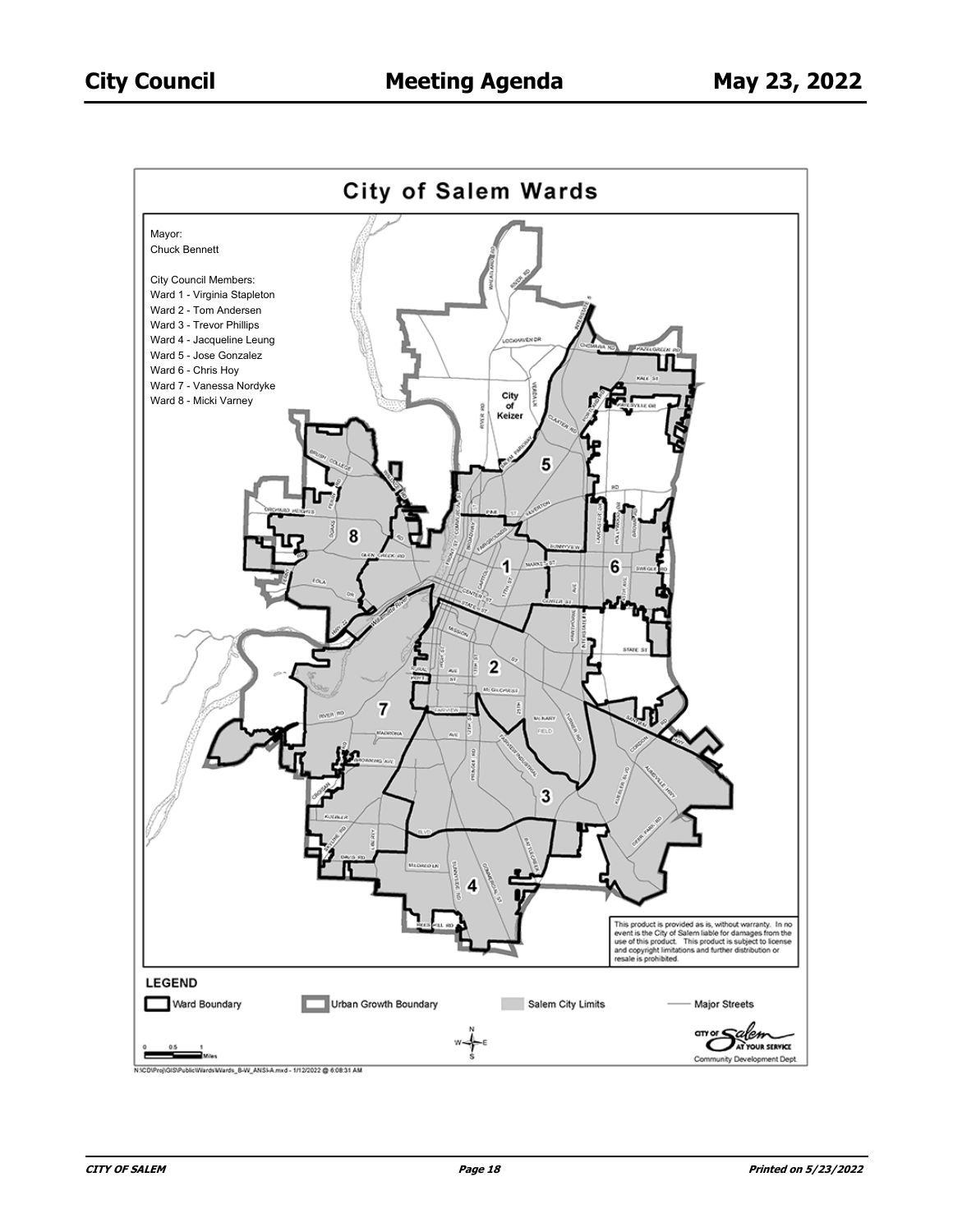# City of Salem Wards

Mayor:
Chuck Bennett

City Council Members:
Ward 1 - Virginia Stapleton
Ward 2 - Tom Andersen
Ward 3 - Trevor Phillips
Ward 4 - Jacqueline Leung
Ward 5 - Jose Gonzalez
Ward 6 - Chris Hoy
Ward 7 - Vanessa Nordyke
Ward 8 - Micki Varney

This product is provided as is, without warranty. In no event is the City of Salem liable for damages from the use of this product. This product is subject to license and copyright limitations and further distribution or resale is prohibited.

**LEGEND**

Ward Boundary

Urban Growth Boundary

Salem City Limits

Major Streets

0 0.5 1 Miles

CITY OF Salem AT YOUR SERVICE
Community Development Dept.

N:\CD\Proj\GIS\Public\Wards\Wards_B-W_ANSI-A.mxd - 1/12/2022 @ 6:08:31 AM